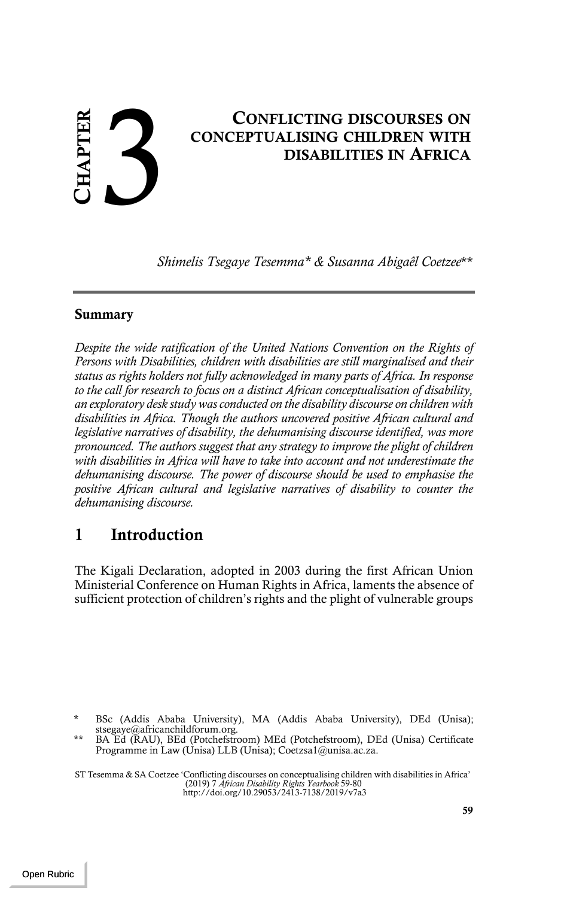# CHAPTER 3

# CONFLICTING DISCOURSES ON CONCEPTUALISING CHILDREN WITH DISABILITIES IN AFRICA

*Shimelis Tsegaye Tesemma\* & Susanna Abigaêl Coetzee\*\**

## Summary

*Despite the wide ratification of the United Nations Convention on the Rights of Persons with Disabilities, children with disabilities are still marginalised and their status as rights holders not fully acknowledged in many parts of Africa. In response to the call for research to focus on a distinct African conceptualisation of disability, an exploratory desk study was conducted on the disability discourse on children with disabilities in Africa. Though the authors uncovered positive African cultural and legislative narratives of disability, the dehumanising discourse identified, was more pronounced. The authors suggest that any strategy to improve the plight of children with disabilities in Africa will have to take into account and not underestimate the dehumanising discourse. The power of discourse should be used to emphasise the positive African cultural and legislative narratives of disability to counter the dehumanising discourse.*

## 1 Introduction

The Kigali Declaration, adopted in 2003 during the first African Union Ministerial Conference on Human Rights in Africa, laments the absence of sufficient protection of children's rights and the plight of vulnerable groups

\* BSc (Addis Ababa University), MA (Addis Ababa University), DEd (Unisa); stsegaye@africanchildforum.org.

\*\* BA Ed (RAU), BEd (Potchefstroom) MEd (Potchefstroom), DEd (Unisa) Certificate Programme in Law (Unisa) LLB (Unisa); Coetzsa1@unisa.ac.za.

ST Tesemma & SA Coetzee 'Conflicting discourses on conceptualising children with disabilities in Africa' (2019) 7 *African Disability Rights Yearbook* 59-80
http://doi.org/10.29053/2413-7138/2019/v7a3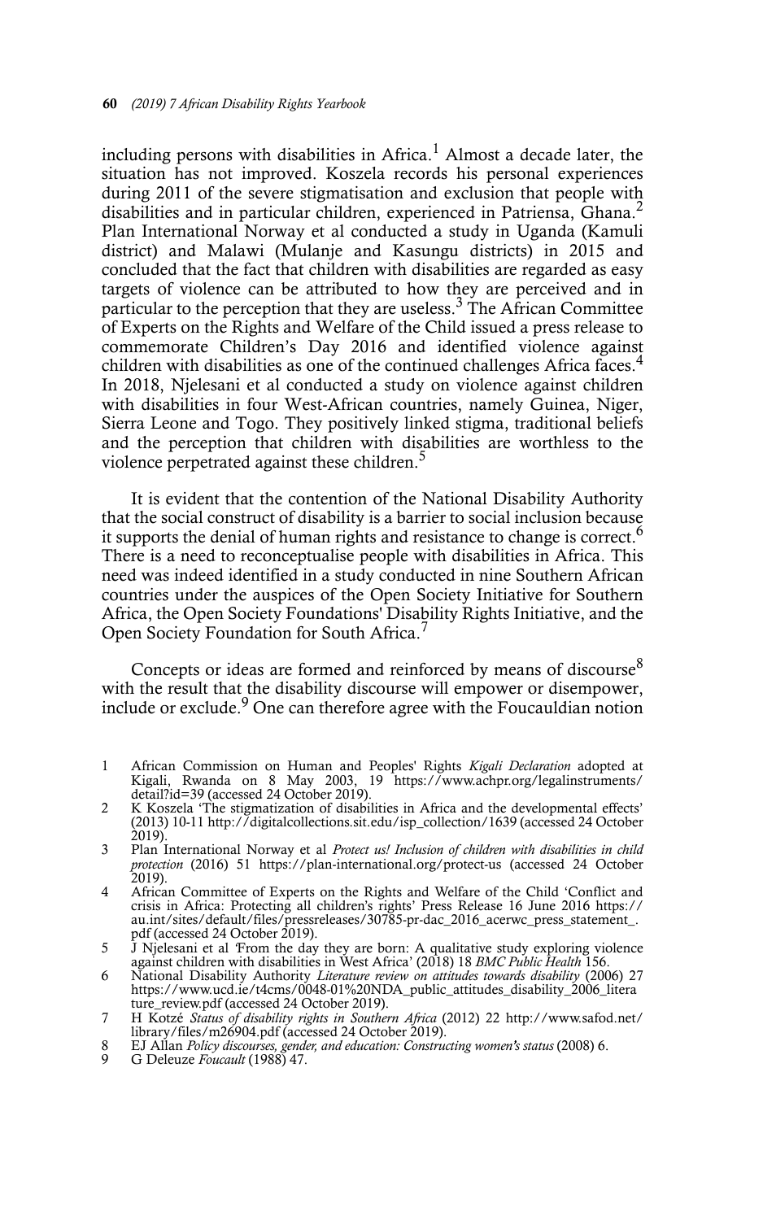including persons with disabilities in Africa.[1] Almost a decade later, the situation has not improved. Koszela records his personal experiences during 2011 of the severe stigmatisation and exclusion that people with disabilities and in particular children, experienced in Patriensa, Ghana.[2] Plan International Norway et al conducted a study in Uganda (Kamuli district) and Malawi (Mulanje and Kasungu districts) in 2015 and concluded that the fact that children with disabilities are regarded as easy targets of violence can be attributed to how they are perceived and in particular to the perception that they are useless.[3] The African Committee of Experts on the Rights and Welfare of the Child issued a press release to commemorate Children's Day 2016 and identified violence against children with disabilities as one of the continued challenges Africa faces.[4] In 2018, Njelesani et al conducted a study on violence against children with disabilities in four West-African countries, namely Guinea, Niger, Sierra Leone and Togo. They positively linked stigma, traditional beliefs and the perception that children with disabilities are worthless to the violence perpetrated against these children.[5]

It is evident that the contention of the National Disability Authority that the social construct of disability is a barrier to social inclusion because it supports the denial of human rights and resistance to change is correct.[6] There is a need to reconceptualise people with disabilities in Africa. This need was indeed identified in a study conducted in nine Southern African countries under the auspices of the Open Society Initiative for Southern Africa, the Open Society Foundations' Disability Rights Initiative, and the Open Society Foundation for South Africa.[7]

Concepts or ideas are formed and reinforced by means of discourse[8] with the result that the disability discourse will empower or disempower, include or exclude.[9] One can therefore agree with the Foucauldian notion

---

1 African Commission on Human and Peoples' Rights *Kigali Declaration* adopted at Kigali, Rwanda on 8 May 2003, 19 https://www.achpr.org/legalinstruments/detail?id=39 (accessed 24 October 2019).

2 K Koszela 'The stigmatization of disabilities in Africa and the developmental effects' (2013) 10-11 http://digitalcollections.sit.edu/isp_collection/1639 (accessed 24 October 2019).

3 Plan International Norway et al *Protect us! Inclusion of children with disabilities in child protection* (2016) 51 https://plan-international.org/protect-us (accessed 24 October 2019).

4 African Committee of Experts on the Rights and Welfare of the Child 'Conflict and crisis in Africa: Protecting all children's rights' Press Release 16 June 2016 https://au.int/sites/default/files/pressreleases/30785-pr-dac_2016_acerwc_press_statement_.pdf (accessed 24 October 2019).

5 J Njelesani et al 'From the day they are born: A qualitative study exploring violence against children with disabilities in West Africa' (2018) 18 *BMC Public Health* 156.

6 National Disability Authority *Literature review on attitudes towards disability* (2006) 27 https://www.ucd.ie/t4cms/0048-01%20NDA_public_attitudes_disability_2006_literature_review.pdf (accessed 24 October 2019).

7 H Kotzé *Status of disability rights in Southern Africa* (2012) 22 http://www.safod.net/library/files/m26904.pdf (accessed 24 October 2019).

8 EJ Allan *Policy discourses, gender, and education: Constructing women's status* (2008) 6.

9 G Deleuze *Foucault* (1988) 47.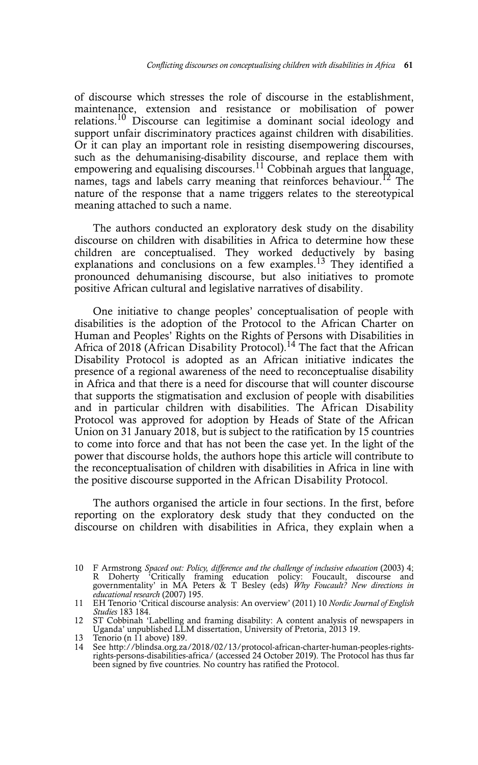of discourse which stresses the role of discourse in the establishment, maintenance, extension and resistance or mobilisation of power relations.[10] Discourse can legitimise a dominant social ideology and support unfair discriminatory practices against children with disabilities. Or it can play an important role in resisting disempowering discourses, such as the dehumanising-disability discourse, and replace them with empowering and equalising discourses.[11] Cobbinah argues that language, names, tags and labels carry meaning that reinforces behaviour.[12] The nature of the response that a name triggers relates to the stereotypical meaning attached to such a name.

The authors conducted an exploratory desk study on the disability discourse on children with disabilities in Africa to determine how these children are conceptualised. They worked deductively by basing explanations and conclusions on a few examples.[13] They identified a pronounced dehumanising discourse, but also initiatives to promote positive African cultural and legislative narratives of disability.

One initiative to change peoples' conceptualisation of people with disabilities is the adoption of the Protocol to the African Charter on Human and Peoples' Rights on the Rights of Persons with Disabilities in Africa of 2018 (African Disability Protocol).[14] The fact that the African Disability Protocol is adopted as an African initiative indicates the presence of a regional awareness of the need to reconceptualise disability in Africa and that there is a need for discourse that will counter discourse that supports the stigmatisation and exclusion of people with disabilities and in particular children with disabilities. The African Disability Protocol was approved for adoption by Heads of State of the African Union on 31 January 2018, but is subject to the ratification by 15 countries to come into force and that has not been the case yet. In the light of the power that discourse holds, the authors hope this article will contribute to the reconceptualisation of children with disabilities in Africa in line with the positive discourse supported in the African Disability Protocol.

The authors organised the article in four sections. In the first, before reporting on the exploratory desk study that they conducted on the discourse on children with disabilities in Africa, they explain when a

---

10 F Armstrong *Spaced out: Policy, difference and the challenge of inclusive education* (2003) 4; R Doherty 'Critically framing education policy: Foucault, discourse and governmentality' in MA Peters & T Besley (eds) *Why Foucault? New directions in educational research* (2007) 195.

11 EH Tenorio 'Critical discourse analysis: An overview' (2011) 10 *Nordic Journal of English Studies* 183 184.

12 ST Cobbinah 'Labelling and framing disability: A content analysis of newspapers in Uganda' unpublished LLM dissertation, University of Pretoria, 2013 19.

13 Tenorio (n 11 above) 189.

14 See http://blindsa.org.za/2018/02/13/protocol-african-charter-human-peoples-rights-rights-persons-disabilities-africa/ (accessed 24 October 2019). The Protocol has thus far been signed by five countries. No country has ratified the Protocol.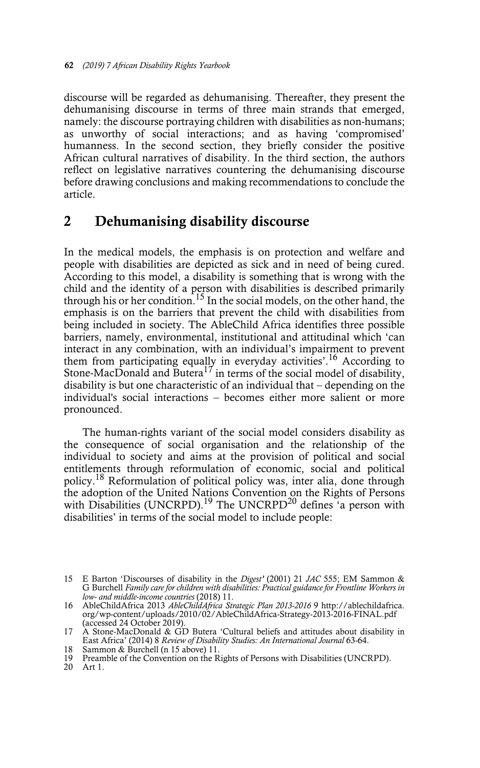discourse will be regarded as dehumanising. Thereafter, they present the dehumanising discourse in terms of three main strands that emerged, namely: the discourse portraying children with disabilities as non-humans; as unworthy of social interactions; and as having 'compromised' humanness. In the second section, they briefly consider the positive African cultural narratives of disability. In the third section, the authors reflect on legislative narratives countering the dehumanising discourse before drawing conclusions and making recommendations to conclude the article.

## 2 Dehumanising disability discourse

In the medical models, the emphasis is on protection and welfare and people with disabilities are depicted as sick and in need of being cured. According to this model, a disability is something that is wrong with the child and the identity of a person with disabilities is described primarily through his or her condition.[15] In the social models, on the other hand, the emphasis is on the barriers that prevent the child with disabilities from being included in society. The AbleChild Africa identifies three possible barriers, namely, environmental, institutional and attitudinal which 'can interact in any combination, with an individual's impairment to prevent them from participating equally in everyday activities'.[16] According to Stone-MacDonald and Butera[17] in terms of the social model of disability, disability is but one characteristic of an individual that – depending on the individual's social interactions – becomes either more salient or more pronounced.

The human-rights variant of the social model considers disability as the consequence of social organisation and the relationship of the individual to society and aims at the provision of political and social entitlements through reformulation of economic, social and political policy.[18] Reformulation of political policy was, inter alia, done through the adoption of the United Nations Convention on the Rights of Persons with Disabilities (UNCRPD).[19] The UNCRPD[20] defines 'a person with disabilities' in terms of the social model to include people:

---

15 E Barton 'Discourses of disability in the *Digest*' (2001) 21 *JAC* 555; EM Sammon & G Burchell *Family care for children with disabilities: Practical guidance for Frontline Workers in low- and middle-income countries* (2018) 11.

16 AbleChildAfrica 2013 *AbleChildAfrica Strategic Plan 2013-2016* 9 http://ablechildafrica.org/wp-content/uploads/2010/02/AbleChildAfrica-Strategy-2013-2016-FINAL.pdf (accessed 24 October 2019).

17 A Stone-MacDonald & GD Butera 'Cultural beliefs and attitudes about disability in East Africa' (2014) 8 *Review of Disability Studies: An International Journal* 63-64.

18 Sammon & Burchell (n 15 above) 11.

19 Preamble of the Convention on the Rights of Persons with Disabilities (UNCRPD).

20 Art 1.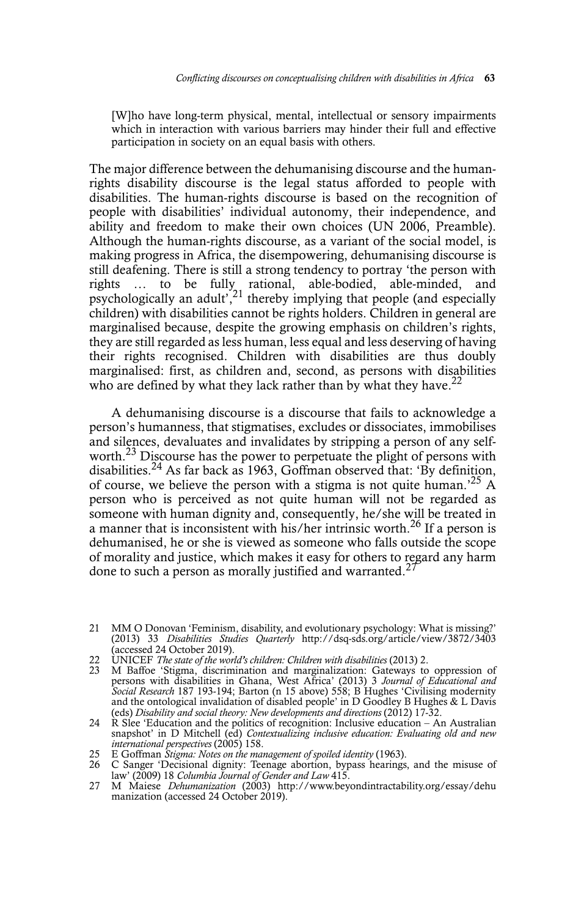> [W]ho have long-term physical, mental, intellectual or sensory impairments which in interaction with various barriers may hinder their full and effective participation in society on an equal basis with others.

The major difference between the dehumanising discourse and the human-rights disability discourse is the legal status afforded to people with disabilities. The human-rights discourse is based on the recognition of people with disabilities' individual autonomy, their independence, and ability and freedom to make their own choices (UN 2006, Preamble). Although the human-rights discourse, as a variant of the social model, is making progress in Africa, the disempowering, dehumanising discourse is still deafening. There is still a strong tendency to portray 'the person with rights … to be fully rational, able-bodied, able-minded, and psychologically an adult',[21] thereby implying that people (and especially children) with disabilities cannot be rights holders. Children in general are marginalised because, despite the growing emphasis on children's rights, they are still regarded as less human, less equal and less deserving of having their rights recognised. Children with disabilities are thus doubly marginalised: first, as children and, second, as persons with disabilities who are defined by what they lack rather than by what they have.[22]

A dehumanising discourse is a discourse that fails to acknowledge a person's humanness, that stigmatises, excludes or dissociates, immobilises and silences, devaluates and invalidates by stripping a person of any self-worth.[23] Discourse has the power to perpetuate the plight of persons with disabilities.[24] As far back as 1963, Goffman observed that: 'By definition, of course, we believe the person with a stigma is not quite human.'[25] A person who is perceived as not quite human will not be regarded as someone with human dignity and, consequently, he/she will be treated in a manner that is inconsistent with his/her intrinsic worth.[26] If a person is dehumanised, he or she is viewed as someone who falls outside the scope of morality and justice, which makes it easy for others to regard any harm done to such a person as morally justified and warranted.[27]

---

21 MM O Donovan 'Feminism, disability, and evolutionary psychology: What is missing?' (2013) 33 *Disabilities Studies Quarterly* http://dsq-sds.org/article/view/3872/3403 (accessed 24 October 2019).

22 UNICEF *The state of the world's children: Children with disabilities* (2013) 2.

23 M Baffoe 'Stigma, discrimination and marginalization: Gateways to oppression of persons with disabilities in Ghana, West Africa' (2013) 3 *Journal of Educational and Social Research* 187 193-194; Barton (n 15 above) 558; B Hughes 'Civilising modernity and the ontological invalidation of disabled people' in D Goodley B Hughes & L Davis (eds) *Disability and social theory: New developments and directions* (2012) 17-32.

24 R Slee 'Education and the politics of recognition: Inclusive education – An Australian snapshot' in D Mitchell (ed) *Contextualizing inclusive education: Evaluating old and new international perspectives* (2005) 158.

25 E Goffman *Stigma: Notes on the management of spoiled identity* (1963).

26 C Sanger 'Decisional dignity: Teenage abortion, bypass hearings, and the misuse of law' (2009) 18 *Columbia Journal of Gender and Law* 415.

27 M Maiese *Dehumanization* (2003) http://www.beyondintractability.org/essay/dehumanization (accessed 24 October 2019).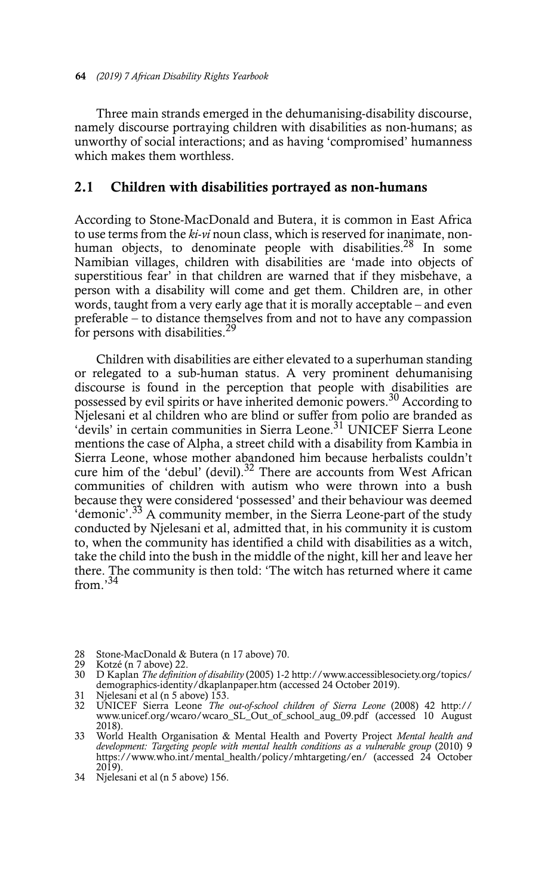Three main strands emerged in the dehumanising-disability discourse, namely discourse portraying children with disabilities as non-humans; as unworthy of social interactions; and as having 'compromised' humanness which makes them worthless.

## 2.1 Children with disabilities portrayed as non-humans

According to Stone-MacDonald and Butera, it is common in East Africa to use terms from the *ki-vi* noun class, which is reserved for inanimate, non-human objects, to denominate people with disabilities.[28] In some Namibian villages, children with disabilities are 'made into objects of superstitious fear' in that children are warned that if they misbehave, a person with a disability will come and get them. Children are, in other words, taught from a very early age that it is morally acceptable – and even preferable – to distance themselves from and not to have any compassion for persons with disabilities.[29]

Children with disabilities are either elevated to a superhuman standing or relegated to a sub-human status. A very prominent dehumanising discourse is found in the perception that people with disabilities are possessed by evil spirits or have inherited demonic powers.[30] According to Njelesani et al children who are blind or suffer from polio are branded as 'devils' in certain communities in Sierra Leone.[31] UNICEF Sierra Leone mentions the case of Alpha, a street child with a disability from Kambia in Sierra Leone, whose mother abandoned him because herbalists couldn't cure him of the 'debul' (devil).[32] There are accounts from West African communities of children with autism who were thrown into a bush because they were considered 'possessed' and their behaviour was deemed 'demonic'.[33] A community member, in the Sierra Leone-part of the study conducted by Njelesani et al, admitted that, in his community it is custom to, when the community has identified a child with disabilities as a witch, take the child into the bush in the middle of the night, kill her and leave her there. The community is then told: 'The witch has returned where it came from.'[34]

---

28 Stone-MacDonald & Butera (n 17 above) 70.

29 Kotzé (n 7 above) 22.

30 D Kaplan *The definition of disability* (2005) 1-2 http://www.accessiblesociety.org/topics/demographics-identity/dkaplanpaper.htm (accessed 24 October 2019).

31 Njelesani et al (n 5 above) 153.

32 UNICEF Sierra Leone *The out-of-school children of Sierra Leone* (2008) 42 http://www.unicef.org/wcaro/wcaro_SL_Out_of_school_aug_09.pdf (accessed 10 August 2018).

33 World Health Organisation & Mental Health and Poverty Project *Mental health and development: Targeting people with mental health conditions as a vulnerable group* (2010) 9 https://www.who.int/mental_health/policy/mhtargeting/en/ (accessed 24 October 2019).

34 Njelesani et al (n 5 above) 156.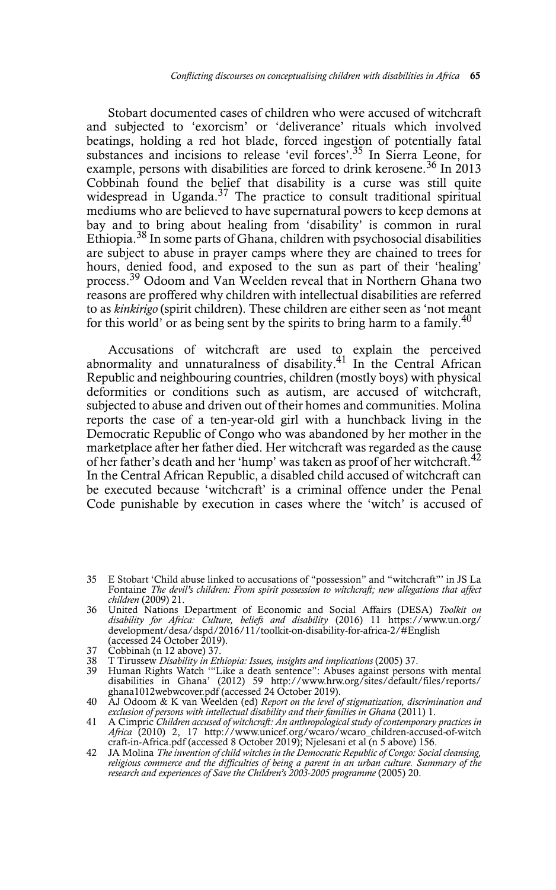Stobart documented cases of children who were accused of witchcraft and subjected to 'exorcism' or 'deliverance' rituals which involved beatings, holding a red hot blade, forced ingestion of potentially fatal substances and incisions to release 'evil forces'.[35] In Sierra Leone, for example, persons with disabilities are forced to drink kerosene.[36] In 2013 Cobbinah found the belief that disability is a curse was still quite widespread in Uganda.[37] The practice to consult traditional spiritual mediums who are believed to have supernatural powers to keep demons at bay and to bring about healing from 'disability' is common in rural Ethiopia.[38] In some parts of Ghana, children with psychosocial disabilities are subject to abuse in prayer camps where they are chained to trees for hours, denied food, and exposed to the sun as part of their 'healing' process.[39] Odoom and Van Weelden reveal that in Northern Ghana two reasons are proffered why children with intellectual disabilities are referred to as *kinkirigo* (spirit children). These children are either seen as 'not meant for this world' or as being sent by the spirits to bring harm to a family.[40]

Accusations of witchcraft are used to explain the perceived abnormality and unnaturalness of disability.[41] In the Central African Republic and neighbouring countries, children (mostly boys) with physical deformities or conditions such as autism, are accused of witchcraft, subjected to abuse and driven out of their homes and communities. Molina reports the case of a ten-year-old girl with a hunchback living in the Democratic Republic of Congo who was abandoned by her mother in the marketplace after her father died. Her witchcraft was regarded as the cause of her father's death and her 'hump' was taken as proof of her witchcraft.[42] In the Central African Republic, a disabled child accused of witchcraft can be executed because 'witchcraft' is a criminal offence under the Penal Code punishable by execution in cases where the 'witch' is accused of

---

35 E Stobart 'Child abuse linked to accusations of "possession" and "witchcraft"' in JS La Fontaine *The devil's children: From spirit possession to witchcraft; new allegations that affect children* (2009) 21.

36 United Nations Department of Economic and Social Affairs (DESA) *Toolkit on disability for Africa: Culture, beliefs and disability* (2016) 11 https://www.un.org/development/desa/dspd/2016/11/toolkit-on-disability-for-africa-2/#English (accessed 24 October 2019).

37 Cobbinah (n 12 above) 37.

38 T Tirussew *Disability in Ethiopia: Issues, insights and implications* (2005) 37.

39 Human Rights Watch '"Like a death sentence": Abuses against persons with mental disabilities in Ghana' (2012) 59 http://www.hrw.org/sites/default/files/reports/ghana1012webwcover.pdf (accessed 24 October 2019).

40 AJ Odoom & K van Weelden (ed) *Report on the level of stigmatization, discrimination and exclusion of persons with intellectual disability and their families in Ghana* (2011) 1.

41 A Cimpric *Children accused of witchcraft: An anthropological study of contemporary practices in Africa* (2010) 2, 17 http://www.unicef.org/wcaro/wcaro_children-accused-of-witchcraft-in-Africa.pdf (accessed 8 October 2019); Njelesani et al (n 5 above) 156.

42 JA Molina *The invention of child witches in the Democratic Republic of Congo: Social cleansing, religious commerce and the difficulties of being a parent in an urban culture. Summary of the research and experiences of Save the Children's 2003-2005 programme* (2005) 20.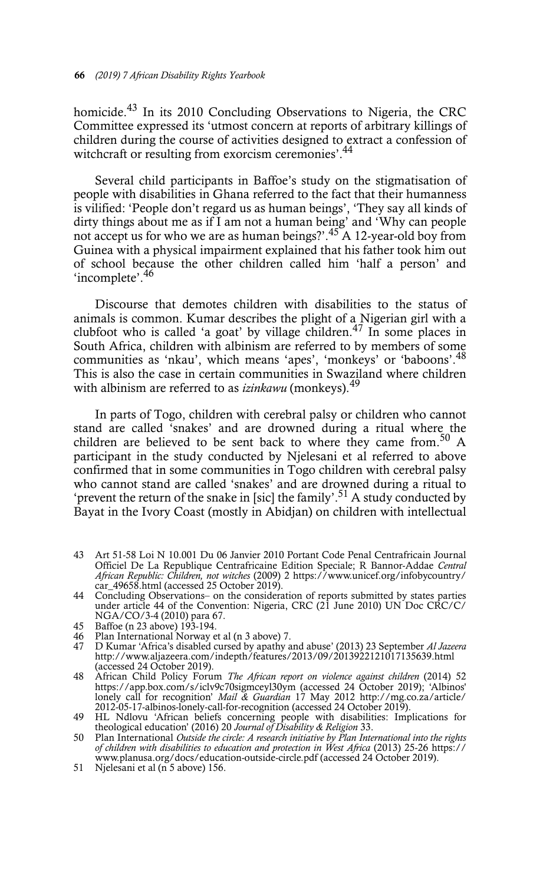homicide.[43] In its 2010 Concluding Observations to Nigeria, the CRC Committee expressed its 'utmost concern at reports of arbitrary killings of children during the course of activities designed to extract a confession of witchcraft or resulting from exorcism ceremonies'.[44]

Several child participants in Baffoe's study on the stigmatisation of people with disabilities in Ghana referred to the fact that their humanness is vilified: 'People don't regard us as human beings', 'They say all kinds of dirty things about me as if I am not a human being' and 'Why can people not accept us for who we are as human beings?'.[45] A 12-year-old boy from Guinea with a physical impairment explained that his father took him out of school because the other children called him 'half a person' and 'incomplete'.[46]

Discourse that demotes children with disabilities to the status of animals is common. Kumar describes the plight of a Nigerian girl with a clubfoot who is called 'a goat' by village children.[47] In some places in South Africa, children with albinism are referred to by members of some communities as 'nkau', which means 'apes', 'monkeys' or 'baboons'.[48] This is also the case in certain communities in Swaziland where children with albinism are referred to as *izinkawu* (monkeys).[49]

In parts of Togo, children with cerebral palsy or children who cannot stand are called 'snakes' and are drowned during a ritual where the children are believed to be sent back to where they came from.[50] A participant in the study conducted by Njelesani et al referred to above confirmed that in some communities in Togo children with cerebral palsy who cannot stand are called 'snakes' and are drowned during a ritual to 'prevent the return of the snake in [sic] the family'.[51] A study conducted by Bayat in the Ivory Coast (mostly in Abidjan) on children with intellectual

---

43 Art 51-58 Loi N 10.001 Du 06 Janvier 2010 Portant Code Penal Centrafricain Journal Officiel De La Republique Centrafricaine Edition Speciale; R Bannor-Addae *Central African Republic: Children, not witches* (2009) 2 https://www.unicef.org/infobycountry/car_49658.html (accessed 25 October 2019).

44 Concluding Observations– on the consideration of reports submitted by states parties under article 44 of the Convention: Nigeria, CRC (21 June 2010) UN Doc CRC/C/NGA/CO/3-4 (2010) para 67.

45 Baffoe (n 23 above) 193-194.

46 Plan International Norway et al (n 3 above) 7.

47 D Kumar 'Africa's disabled cursed by apathy and abuse' (2013) 23 September *Al Jazeera* http://www.aljazeera.com/indepth/features/2013/09/2013922121017135639.html (accessed 24 October 2019).

48 African Child Policy Forum *The African report on violence against children* (2014) 52 https://app.box.com/s/iclv9c70sigmceyl30ym (accessed 24 October 2019); 'Albinos' lonely call for recognition' *Mail & Guardian* 17 May 2012 http://mg.co.za/article/2012-05-17-albinos-lonely-call-for-recognition (accessed 24 October 2019).

49 HL Ndlovu 'African beliefs concerning people with disabilities: Implications for theological education' (2016) 20 *Journal of Disability & Religion* 33.

50 Plan International *Outside the circle: A research initiative by Plan International into the rights of children with disabilities to education and protection in West Africa* (2013) 25-26 https://www.planusa.org/docs/education-outside-circle.pdf (accessed 24 October 2019).

51 Njelesani et al (n 5 above) 156.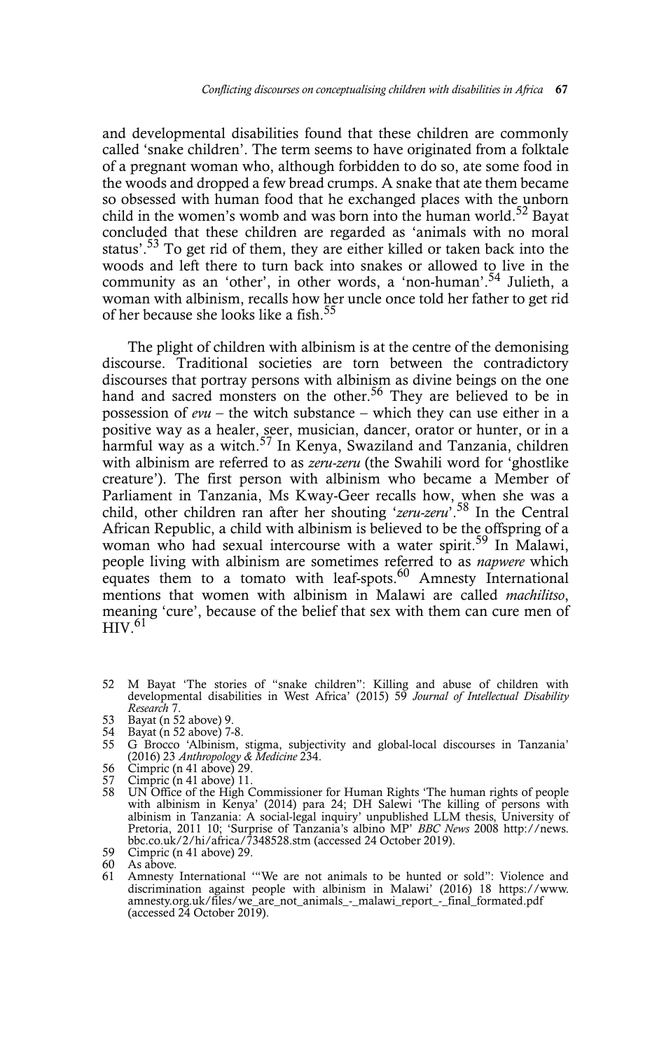and developmental disabilities found that these children are commonly called 'snake children'. The term seems to have originated from a folktale of a pregnant woman who, although forbidden to do so, ate some food in the woods and dropped a few bread crumps. A snake that ate them became so obsessed with human food that he exchanged places with the unborn child in the women's womb and was born into the human world.[52] Bayat concluded that these children are regarded as 'animals with no moral status'.[53] To get rid of them, they are either killed or taken back into the woods and left there to turn back into snakes or allowed to live in the community as an 'other', in other words, a 'non-human'.[54] Julieth, a woman with albinism, recalls how her uncle once told her father to get rid of her because she looks like a fish.[55]

The plight of children with albinism is at the centre of the demonising discourse. Traditional societies are torn between the contradictory discourses that portray persons with albinism as divine beings on the one hand and sacred monsters on the other.[56] They are believed to be in possession of *evu* – the witch substance – which they can use either in a positive way as a healer, seer, musician, dancer, orator or hunter, or in a harmful way as a witch.[57] In Kenya, Swaziland and Tanzania, children with albinism are referred to as *zeru-zeru* (the Swahili word for 'ghostlike creature'). The first person with albinism who became a Member of Parliament in Tanzania, Ms Kway-Geer recalls how, when she was a child, other children ran after her shouting '*zeru-zeru*'.[58] In the Central African Republic, a child with albinism is believed to be the offspring of a woman who had sexual intercourse with a water spirit.[59] In Malawi, people living with albinism are sometimes referred to as *napwere* which equates them to a tomato with leaf-spots.[60] Amnesty International mentions that women with albinism in Malawi are called *machilitso*, meaning 'cure', because of the belief that sex with them can cure men of HIV.[61]

52 M Bayat 'The stories of "snake children": Killing and abuse of children with developmental disabilities in West Africa' (2015) 59 *Journal of Intellectual Disability Research* 7.

53 Bayat (n 52 above) 9.

54 Bayat (n 52 above) 7-8.

55 G Brocco 'Albinism, stigma, subjectivity and global-local discourses in Tanzania' (2016) 23 *Anthropology & Medicine* 234.

56 Cimpric (n 41 above) 29.

57 Cimpric (n 41 above) 11.

58 UN Office of the High Commissioner for Human Rights 'The human rights of people with albinism in Kenya' (2014) para 24; DH Salewi 'The killing of persons with albinism in Tanzania: A social-legal inquiry' unpublished LLM thesis, University of Pretoria, 2011 10; 'Surprise of Tanzania's albino MP' *BBC News* 2008 http://news.bbc.co.uk/2/hi/africa/7348528.stm (accessed 24 October 2019).

59 Cimpric (n 41 above) 29.

60 As above.

61 Amnesty International '"We are not animals to be hunted or sold": Violence and discrimination against people with albinism in Malawi' (2016) 18 https://www.amnesty.org.uk/files/we_are_not_animals_-_malawi_report_-_final_formated.pdf (accessed 24 October 2019).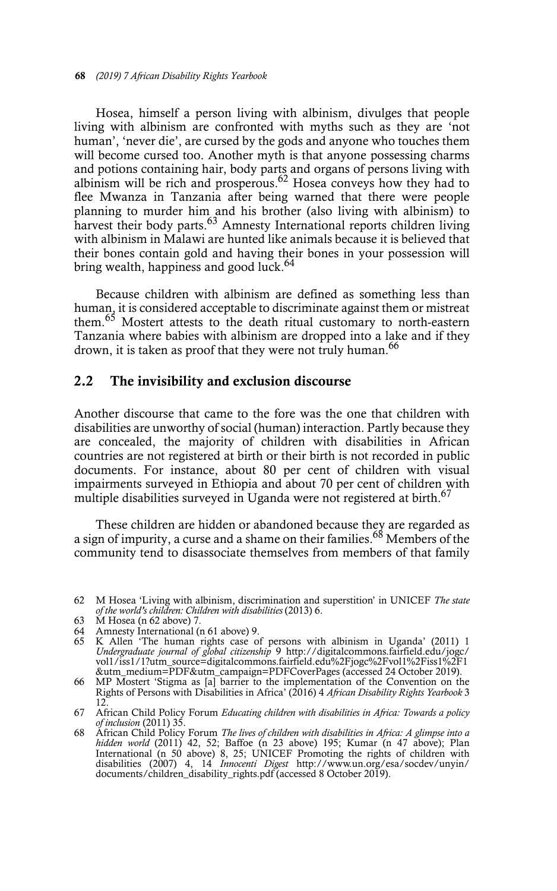Hosea, himself a person living with albinism, divulges that people living with albinism are confronted with myths such as they are 'not human', 'never die', are cursed by the gods and anyone who touches them will become cursed too. Another myth is that anyone possessing charms and potions containing hair, body parts and organs of persons living with albinism will be rich and prosperous.[62] Hosea conveys how they had to flee Mwanza in Tanzania after being warned that there were people planning to murder him and his brother (also living with albinism) to harvest their body parts.[63] Amnesty International reports children living with albinism in Malawi are hunted like animals because it is believed that their bones contain gold and having their bones in your possession will bring wealth, happiness and good luck.[64]

Because children with albinism are defined as something less than human, it is considered acceptable to discriminate against them or mistreat them.[65] Mostert attests to the death ritual customary to north-eastern Tanzania where babies with albinism are dropped into a lake and if they drown, it is taken as proof that they were not truly human.[66]

## 2.2 The invisibility and exclusion discourse

Another discourse that came to the fore was the one that children with disabilities are unworthy of social (human) interaction. Partly because they are concealed, the majority of children with disabilities in African countries are not registered at birth or their birth is not recorded in public documents. For instance, about 80 per cent of children with visual impairments surveyed in Ethiopia and about 70 per cent of children with multiple disabilities surveyed in Uganda were not registered at birth.[67]

These children are hidden or abandoned because they are regarded as a sign of impurity, a curse and a shame on their families.[68] Members of the community tend to disassociate themselves from members of that family

---

62 M Hosea 'Living with albinism, discrimination and superstition' in UNICEF *The state of the world's children: Children with disabilities* (2013) 6.

63 M Hosea (n 62 above) 7.

64 Amnesty International (n 61 above) 9.

65 K Allen 'The human rights case of persons with albinism in Uganda' (2011) 1 *Undergraduate journal of global citizenship* 9 http://digitalcommons.fairfield.edu/jogc/vol1/iss1/1?utm_source=digitalcommons.fairfield.edu%2Fjogc%2Fvol1%2Fiss1%2F1&utm_medium=PDF&utm_campaign=PDFCoverPages (accessed 24 October 2019).

66 MP Mostert 'Stigma as [a] barrier to the implementation of the Convention on the Rights of Persons with Disabilities in Africa' (2016) 4 *African Disability Rights Yearbook* 3 12.

67 African Child Policy Forum *Educating children with disabilities in Africa: Towards a policy of inclusion* (2011) 35.

68 African Child Policy Forum *The lives of children with disabilities in Africa: A glimpse into a hidden world* (2011) 42, 52; Baffoe (n 23 above) 195; Kumar (n 47 above); Plan International (n 50 above) 8, 25; UNICEF Promoting the rights of children with disabilities (2007) 4, 14 *Innocenti Digest* http://www.un.org/esa/socdev/unyin/documents/children_disability_rights.pdf (accessed 8 October 2019).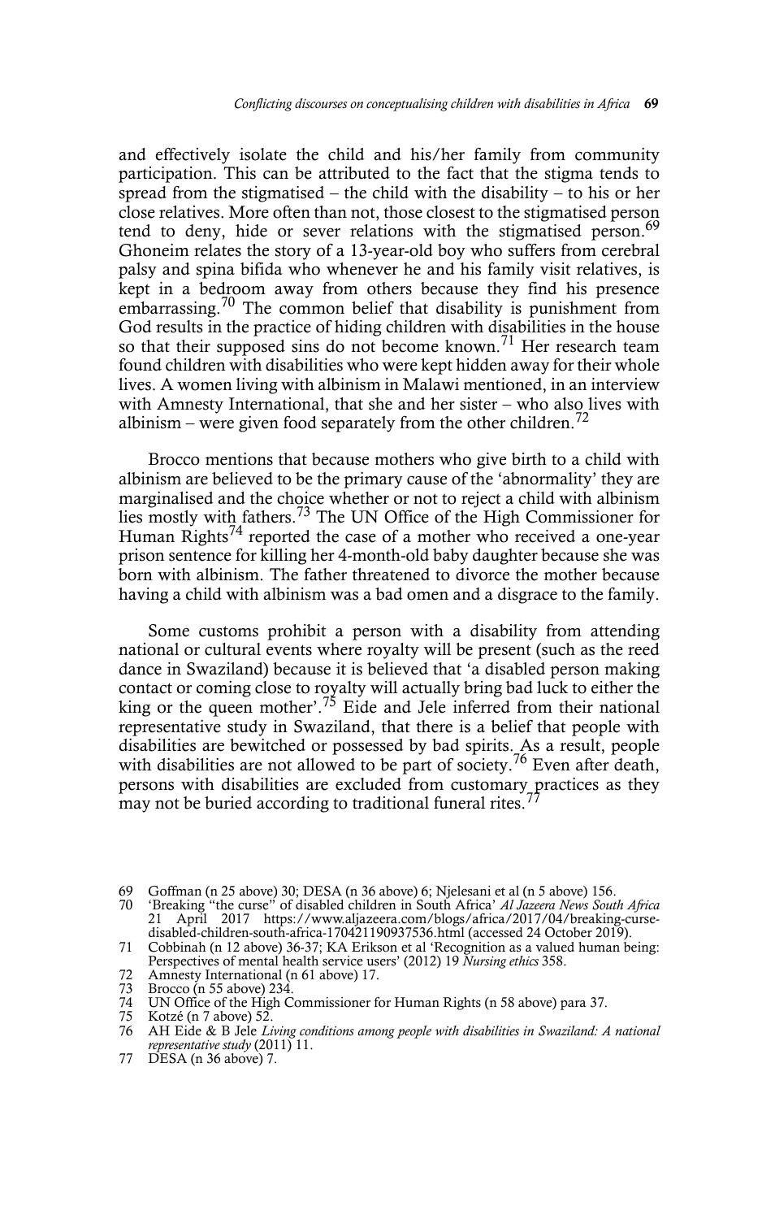and effectively isolate the child and his/her family from community participation. This can be attributed to the fact that the stigma tends to spread from the stigmatised – the child with the disability – to his or her close relatives. More often than not, those closest to the stigmatised person tend to deny, hide or sever relations with the stigmatised person.[69] Ghoneim relates the story of a 13-year-old boy who suffers from cerebral palsy and spina bifida who whenever he and his family visit relatives, is kept in a bedroom away from others because they find his presence embarrassing.[70] The common belief that disability is punishment from God results in the practice of hiding children with disabilities in the house so that their supposed sins do not become known.[71] Her research team found children with disabilities who were kept hidden away for their whole lives. A women living with albinism in Malawi mentioned, in an interview with Amnesty International, that she and her sister – who also lives with albinism – were given food separately from the other children.[72]

Brocco mentions that because mothers who give birth to a child with albinism are believed to be the primary cause of the 'abnormality' they are marginalised and the choice whether or not to reject a child with albinism lies mostly with fathers.[73] The UN Office of the High Commissioner for Human Rights[74] reported the case of a mother who received a one-year prison sentence for killing her 4-month-old baby daughter because she was born with albinism. The father threatened to divorce the mother because having a child with albinism was a bad omen and a disgrace to the family.

Some customs prohibit a person with a disability from attending national or cultural events where royalty will be present (such as the reed dance in Swaziland) because it is believed that 'a disabled person making contact or coming close to royalty will actually bring bad luck to either the king or the queen mother'.[75] Eide and Jele inferred from their national representative study in Swaziland, that there is a belief that people with disabilities are bewitched or possessed by bad spirits. As a result, people with disabilities are not allowed to be part of society.[76] Even after death, persons with disabilities are excluded from customary practices as they may not be buried according to traditional funeral rites.[77]

---

69 Goffman (n 25 above) 30; DESA (n 36 above) 6; Njelesani et al (n 5 above) 156.

70 'Breaking "the curse" of disabled children in South Africa' *Al Jazeera News South Africa* 21 April 2017 https://www.aljazeera.com/blogs/africa/2017/04/breaking-curse-disabled-children-south-africa-170421190937536.html (accessed 24 October 2019).

71 Cobbinah (n 12 above) 36-37; KA Erikson et al 'Recognition as a valued human being: Perspectives of mental health service users' (2012) 19 *Nursing ethics* 358.

72 Amnesty International (n 61 above) 17.

73 Brocco (n 55 above) 234.

74 UN Office of the High Commissioner for Human Rights (n 58 above) para 37.

75 Kotzé (n 7 above) 52.

76 AH Eide & B Jele *Living conditions among people with disabilities in Swaziland: A national representative study* (2011) 11.

77 DESA (n 36 above) 7.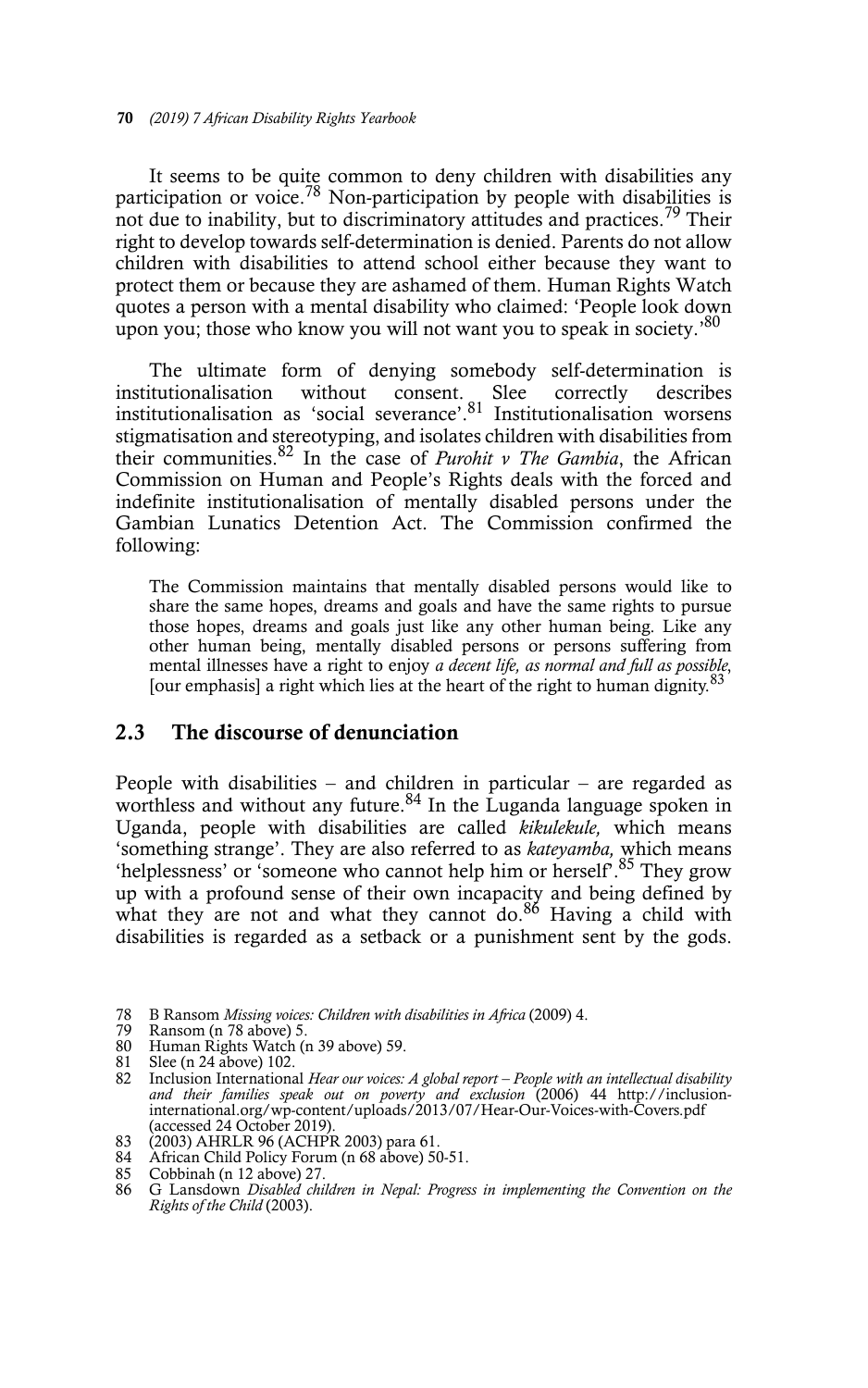It seems to be quite common to deny children with disabilities any participation or voice.[78] Non-participation by people with disabilities is not due to inability, but to discriminatory attitudes and practices.[79] Their right to develop towards self-determination is denied. Parents do not allow children with disabilities to attend school either because they want to protect them or because they are ashamed of them. Human Rights Watch quotes a person with a mental disability who claimed: 'People look down upon you; those who know you will not want you to speak in society.'[80]

The ultimate form of denying somebody self-determination is institutionalisation without consent. Slee correctly describes institutionalisation as 'social severance'.[81] Institutionalisation worsens stigmatisation and stereotyping, and isolates children with disabilities from their communities.[82] In the case of *Purohit v The Gambia*, the African Commission on Human and People's Rights deals with the forced and indefinite institutionalisation of mentally disabled persons under the Gambian Lunatics Detention Act. The Commission confirmed the following:

> The Commission maintains that mentally disabled persons would like to share the same hopes, dreams and goals and have the same rights to pursue those hopes, dreams and goals just like any other human being. Like any other human being, mentally disabled persons or persons suffering from mental illnesses have a right to enjoy *a decent life, as normal and full as possible*, [our emphasis] a right which lies at the heart of the right to human dignity.[83]

## 2.3 The discourse of denunciation

People with disabilities – and children in particular – are regarded as worthless and without any future.[84] In the Luganda language spoken in Uganda, people with disabilities are called *kikulekule,* which means 'something strange'. They are also referred to as *kateyamba,* which means 'helplessness' or 'someone who cannot help him or herself'.[85] They grow up with a profound sense of their own incapacity and being defined by what they are not and what they cannot do.[86] Having a child with disabilities is regarded as a setback or a punishment sent by the gods.

78 B Ransom *Missing voices: Children with disabilities in Africa* (2009) 4.
79 Ransom (n 78 above) 5.
80 Human Rights Watch (n 39 above) 59.
81 Slee (n 24 above) 102.
82 Inclusion International *Hear our voices: A global report – People with an intellectual disability and their families speak out on poverty and exclusion* (2006) 44 http://inclusion-international.org/wp-content/uploads/2013/07/Hear-Our-Voices-with-Covers.pdf (accessed 24 October 2019).
83 (2003) AHRLR 96 (ACHPR 2003) para 61.
84 African Child Policy Forum (n 68 above) 50-51.
85 Cobbinah (n 12 above) 27.
86 G Lansdown *Disabled children in Nepal: Progress in implementing the Convention on the Rights of the Child* (2003).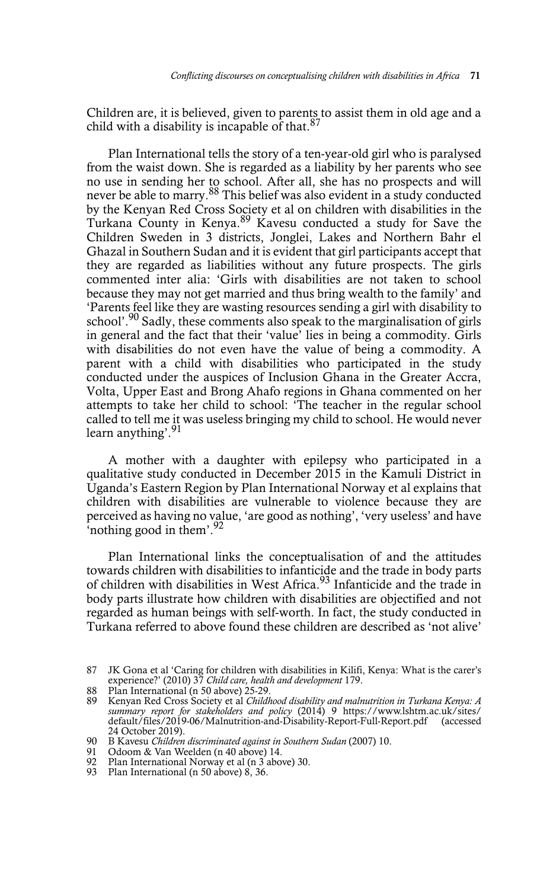Children are, it is believed, given to parents to assist them in old age and a child with a disability is incapable of that.[87]

Plan International tells the story of a ten-year-old girl who is paralysed from the waist down. She is regarded as a liability by her parents who see no use in sending her to school. After all, she has no prospects and will never be able to marry.[88] This belief was also evident in a study conducted by the Kenyan Red Cross Society et al on children with disabilities in the Turkana County in Kenya.[89] Kavesu conducted a study for Save the Children Sweden in 3 districts, Jonglei, Lakes and Northern Bahr el Ghazal in Southern Sudan and it is evident that girl participants accept that they are regarded as liabilities without any future prospects. The girls commented inter alia: 'Girls with disabilities are not taken to school because they may not get married and thus bring wealth to the family' and 'Parents feel like they are wasting resources sending a girl with disability to school'.[90] Sadly, these comments also speak to the marginalisation of girls in general and the fact that their 'value' lies in being a commodity. Girls with disabilities do not even have the value of being a commodity. A parent with a child with disabilities who participated in the study conducted under the auspices of Inclusion Ghana in the Greater Accra, Volta, Upper East and Brong Ahafo regions in Ghana commented on her attempts to take her child to school: 'The teacher in the regular school called to tell me it was useless bringing my child to school. He would never learn anything'.[91]

A mother with a daughter with epilepsy who participated in a qualitative study conducted in December 2015 in the Kamuli District in Uganda's Eastern Region by Plan International Norway et al explains that children with disabilities are vulnerable to violence because they are perceived as having no value, 'are good as nothing', 'very useless' and have 'nothing good in them'.[92]

Plan International links the conceptualisation of and the attitudes towards children with disabilities to infanticide and the trade in body parts of children with disabilities in West Africa.[93] Infanticide and the trade in body parts illustrate how children with disabilities are objectified and not regarded as human beings with self-worth. In fact, the study conducted in Turkana referred to above found these children are described as 'not alive'

---

87 JK Gona et al 'Caring for children with disabilities in Kilifi, Kenya: What is the carer's experience?' (2010) 37 *Child care, health and development* 179.

88 Plan International (n 50 above) 25-29.

89 Kenyan Red Cross Society et al *Childhood disability and malnutrition in Turkana Kenya: A summary report for stakeholders and policy* (2014) 9 https://www.lshtm.ac.uk/sites/default/files/2019-06/Malnutrition-and-Disability-Report-Full-Report.pdf (accessed 24 October 2019).

90 B Kavesu *Children discriminated against in Southern Sudan* (2007) 10.

91 Odoom & Van Weelden (n 40 above) 14.

92 Plan International Norway et al (n 3 above) 30.

93 Plan International (n 50 above) 8, 36.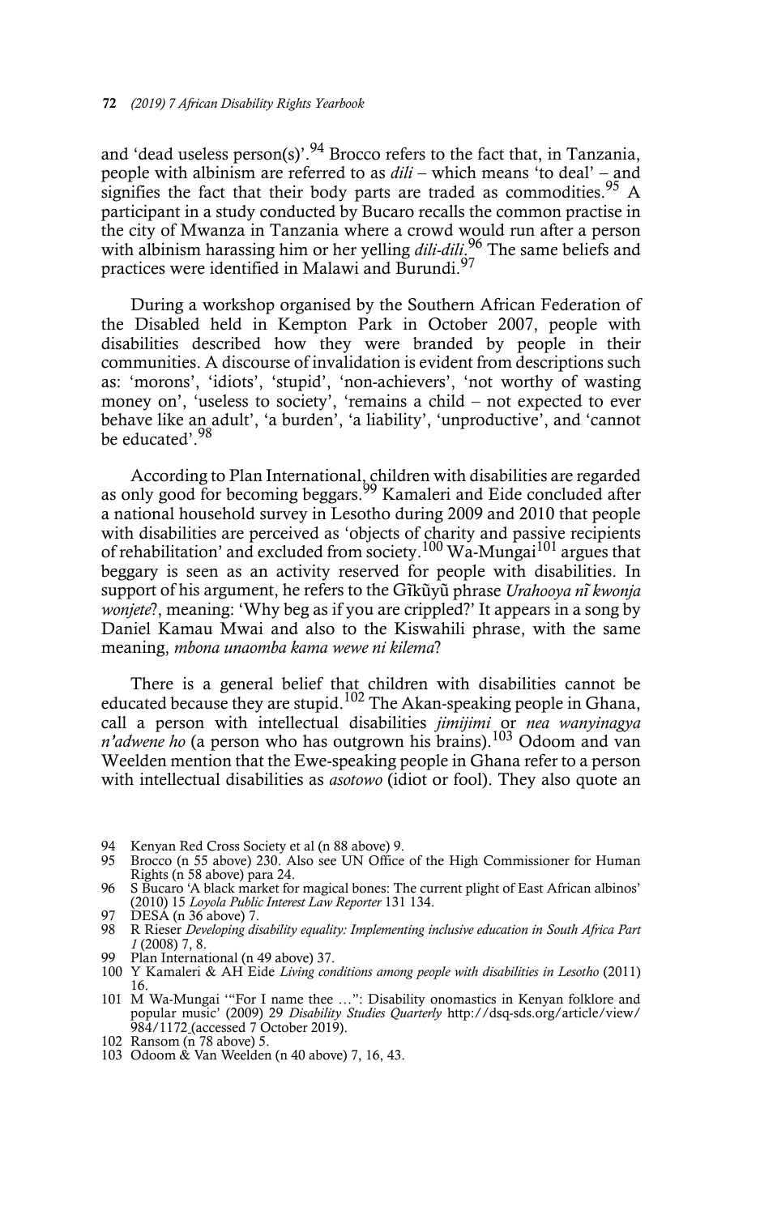and 'dead useless person(s)'.[94] Brocco refers to the fact that, in Tanzania, people with albinism are referred to as *dili* – which means 'to deal' – and signifies the fact that their body parts are traded as commodities.[95] A participant in a study conducted by Bucaro recalls the common practise in the city of Mwanza in Tanzania where a crowd would run after a person with albinism harassing him or her yelling *dili-dili*.[96] The same beliefs and practices were identified in Malawi and Burundi.[97]

During a workshop organised by the Southern African Federation of the Disabled held in Kempton Park in October 2007, people with disabilities described how they were branded by people in their communities. A discourse of invalidation is evident from descriptions such as: 'morons', 'idiots', 'stupid', 'non-achievers', 'not worthy of wasting money on', 'useless to society', 'remains a child – not expected to ever behave like an adult', 'a burden', 'a liability', 'unproductive', and 'cannot be educated'.[98]

According to Plan International, children with disabilities are regarded as only good for becoming beggars.[99] Kamaleri and Eide concluded after a national household survey in Lesotho during 2009 and 2010 that people with disabilities are perceived as 'objects of charity and passive recipients of rehabilitation' and excluded from society.[100] Wa-Mungai[101] argues that beggary is seen as an activity reserved for people with disabilities. In support of his argument, he refers to the Gĩkũyũ phrase *Urahooya nĩ kwonja wonjete*?, meaning: 'Why beg as if you are crippled?' It appears in a song by Daniel Kamau Mwai and also to the Kiswahili phrase, with the same meaning, *mbona unaomba kama wewe ni kilema*?

There is a general belief that children with disabilities cannot be educated because they are stupid.[102] The Akan-speaking people in Ghana, call a person with intellectual disabilities *jimijimi* or *nea wanyinagya n'adwene ho* (a person who has outgrown his brains).[103] Odoom and van Weelden mention that the Ewe-speaking people in Ghana refer to a person with intellectual disabilities as *asotowo* (idiot or fool). They also quote an

---

94 Kenyan Red Cross Society et al (n 88 above) 9.

95 Brocco (n 55 above) 230. Also see UN Office of the High Commissioner for Human Rights (n 58 above) para 24.

96 S Bucaro 'A black market for magical bones: The current plight of East African albinos' (2010) 15 *Loyola Public Interest Law Reporter* 131 134.

97 DESA (n 36 above) 7.

98 R Rieser *Developing disability equality: Implementing inclusive education in South Africa Part 1* (2008) 7, 8.

99 Plan International (n 49 above) 37.

100 Y Kamaleri & AH Eide *Living conditions among people with disabilities in Lesotho* (2011) 16.

101 M Wa-Mungai '"For I name thee …": Disability onomastics in Kenyan folklore and popular music' (2009) 29 *Disability Studies Quarterly* http://dsq-sds.org/article/view/984/1172 (accessed 7 October 2019).

102 Ransom (n 78 above) 5.

103 Odoom & Van Weelden (n 40 above) 7, 16, 43.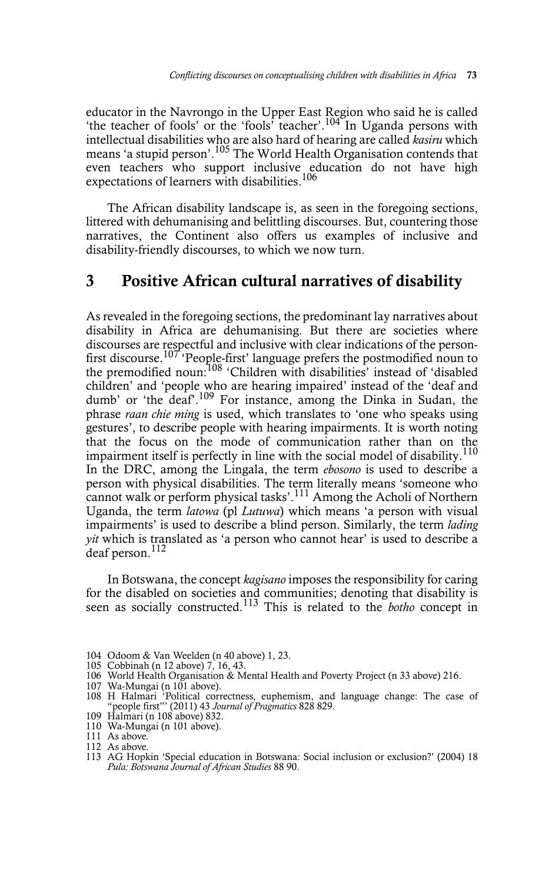educator in the Navrongo in the Upper East Region who said he is called 'the teacher of fools' or the 'fools' teacher'.[104] In Uganda persons with intellectual disabilities who are also hard of hearing are called *kasiru* which means 'a stupid person'.[105] The World Health Organisation contends that even teachers who support inclusive education do not have high expectations of learners with disabilities.[106]

The African disability landscape is, as seen in the foregoing sections, littered with dehumanising and belittling discourses. But, countering those narratives, the Continent also offers us examples of inclusive and disability-friendly discourses, to which we now turn.

## 3 Positive African cultural narratives of disability

As revealed in the foregoing sections, the predominant lay narratives about disability in Africa are dehumanising. But there are societies where discourses are respectful and inclusive with clear indications of the person-first discourse.[107] 'People-first' language prefers the postmodified noun to the premodified noun:[108] 'Children with disabilities' instead of 'disabled children' and 'people who are hearing impaired' instead of the 'deaf and dumb' or 'the deaf'.[109] For instance, among the Dinka in Sudan, the phrase *raan chie ming* is used, which translates to 'one who speaks using gestures', to describe people with hearing impairments. It is worth noting that the focus on the mode of communication rather than on the impairment itself is perfectly in line with the social model of disability.[110] In the DRC, among the Lingala, the term *ebosono* is used to describe a person with physical disabilities. The term literally means 'someone who cannot walk or perform physical tasks'.[111] Among the Acholi of Northern Uganda, the term *latowa* (pl *Lutuwa*) which means 'a person with visual impairments' is used to describe a blind person. Similarly, the term *lading yit* which is translated as 'a person who cannot hear' is used to describe a deaf person.[112]

In Botswana, the concept *kagisano* imposes the responsibility for caring for the disabled on societies and communities; denoting that disability is seen as socially constructed.[113] This is related to the *botho* concept in

---

104 Odoom & Van Weelden (n 40 above) 1, 23.
105 Cobbinah (n 12 above) 7, 16, 43.
106 World Health Organisation & Mental Health and Poverty Project (n 33 above) 216.
107 Wa-Mungai (n 101 above).
108 H Halmari 'Political correctness, euphemism, and language change: The case of "people first"' (2011) 43 *Journal of Pragmatics* 828 829.
109 Halmari (n 108 above) 832.
110 Wa-Mungai (n 101 above).
111 As above.
112 As above.
113 AG Hopkin 'Special education in Botswana: Social inclusion or exclusion?' (2004) 18 *Pula: Botswana Journal of African Studies* 88 90.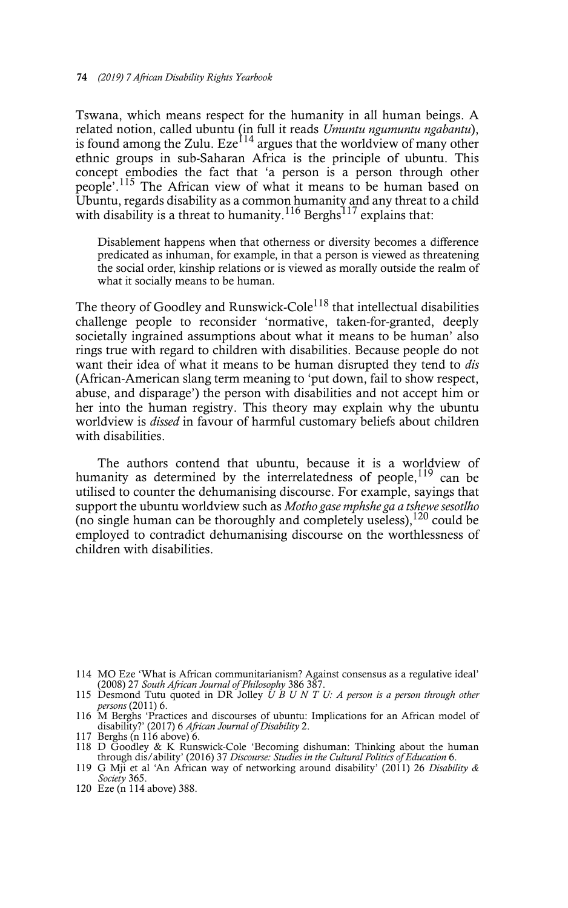Tswana, which means respect for the humanity in all human beings. A related notion, called ubuntu (in full it reads *Umuntu ngumuntu ngabantu*), is found among the Zulu. Eze[114] argues that the worldview of many other ethnic groups in sub-Saharan Africa is the principle of ubuntu. This concept embodies the fact that 'a person is a person through other people'.[115] The African view of what it means to be human based on Ubuntu, regards disability as a common humanity and any threat to a child with disability is a threat to humanity.[116] Berghs[117] explains that:

> Disablement happens when that otherness or diversity becomes a difference predicated as inhuman, for example, in that a person is viewed as threatening the social order, kinship relations or is viewed as morally outside the realm of what it socially means to be human.

The theory of Goodley and Runswick-Cole[118] that intellectual disabilities challenge people to reconsider 'normative, taken-for-granted, deeply societally ingrained assumptions about what it means to be human' also rings true with regard to children with disabilities. Because people do not want their idea of what it means to be human disrupted they tend to *dis* (African-American slang term meaning to 'put down, fail to show respect, abuse, and disparage') the person with disabilities and not accept him or her into the human registry. This theory may explain why the ubuntu worldview is *dissed* in favour of harmful customary beliefs about children with disabilities.

The authors contend that ubuntu, because it is a worldview of humanity as determined by the interrelatedness of people,[119] can be utilised to counter the dehumanising discourse. For example, sayings that support the ubuntu worldview such as *Motho gase mphshe ga a tshewe sesotlho* (no single human can be thoroughly and completely useless),[120] could be employed to contradict dehumanising discourse on the worthlessness of children with disabilities.

114 MO Eze 'What is African communitarianism? Against consensus as a regulative ideal' (2008) 27 *South African Journal of Philosophy* 386 387.

115 Desmond Tutu quoted in DR Jolley *U B U N T U: A person is a person through other persons* (2011) 6.

116 M Berghs 'Practices and discourses of ubuntu: Implications for an African model of disability?' (2017) 6 *African Journal of Disability* 2.

117 Berghs (n 116 above) 6.

118 D Goodley & K Runswick-Cole 'Becoming dishuman: Thinking about the human through dis/ability' (2016) 37 *Discourse: Studies in the Cultural Politics of Education* 6.

119 G Mji et al 'An African way of networking around disability' (2011) 26 *Disability & Society* 365.

120 Eze (n 114 above) 388.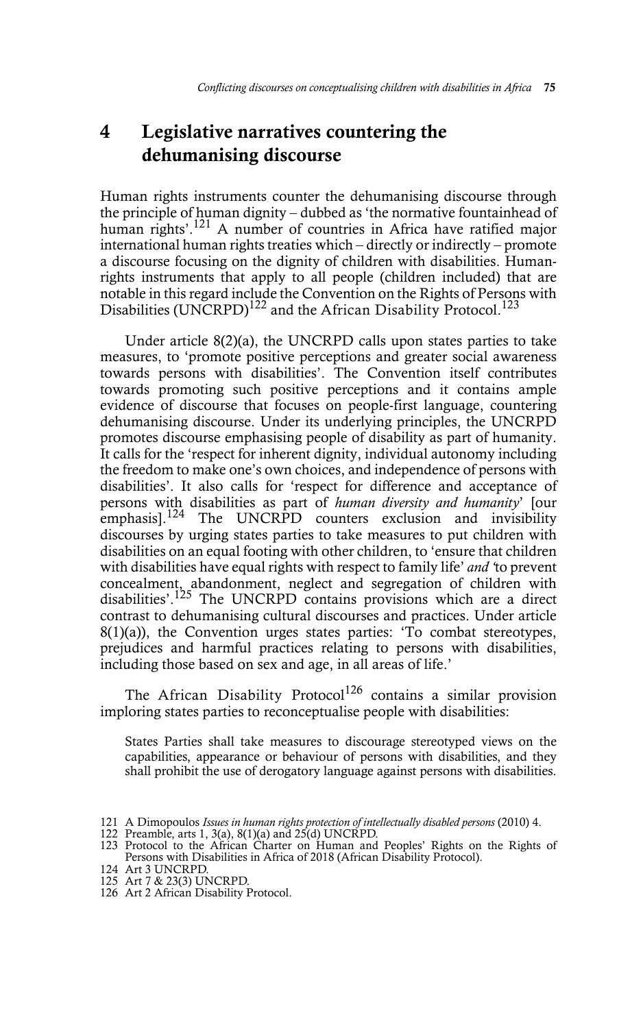## 4 Legislative narratives countering the dehumanising discourse

Human rights instruments counter the dehumanising discourse through the principle of human dignity – dubbed as 'the normative fountainhead of human rights'.[121] A number of countries in Africa have ratified major international human rights treaties which – directly or indirectly – promote a discourse focusing on the dignity of children with disabilities. Human-rights instruments that apply to all people (children included) that are notable in this regard include the Convention on the Rights of Persons with Disabilities (UNCRPD)[122] and the African Disability Protocol.[123]

Under article 8(2)(a), the UNCRPD calls upon states parties to take measures, to 'promote positive perceptions and greater social awareness towards persons with disabilities'. The Convention itself contributes towards promoting such positive perceptions and it contains ample evidence of discourse that focuses on people-first language, countering dehumanising discourse. Under its underlying principles, the UNCRPD promotes discourse emphasising people of disability as part of humanity. It calls for the 'respect for inherent dignity, individual autonomy including the freedom to make one's own choices, and independence of persons with disabilities'. It also calls for 'respect for difference and acceptance of persons with disabilities as part of *human diversity and humanity*' [our emphasis].[124] The UNCRPD counters exclusion and invisibility discourses by urging states parties to take measures to put children with disabilities on an equal footing with other children, to 'ensure that children with disabilities have equal rights with respect to family life' *and* 'to prevent concealment, abandonment, neglect and segregation of children with disabilities'.[125] The UNCRPD contains provisions which are a direct contrast to dehumanising cultural discourses and practices. Under article 8(1)(a)), the Convention urges states parties: 'To combat stereotypes, prejudices and harmful practices relating to persons with disabilities, including those based on sex and age, in all areas of life.'

The African Disability Protocol[126] contains a similar provision imploring states parties to reconceptualise people with disabilities:

> States Parties shall take measures to discourage stereotyped views on the capabilities, appearance or behaviour of persons with disabilities, and they shall prohibit the use of derogatory language against persons with disabilities.

---

121 A Dimopoulos *Issues in human rights protection of intellectually disabled persons* (2010) 4.

122 Preamble, arts 1, 3(a), 8(1)(a) and 25(d) UNCRPD.

123 Protocol to the African Charter on Human and Peoples' Rights on the Rights of Persons with Disabilities in Africa of 2018 (African Disability Protocol).

124 Art 3 UNCRPD.

125 Art 7 & 23(3) UNCRPD.

126 Art 2 African Disability Protocol.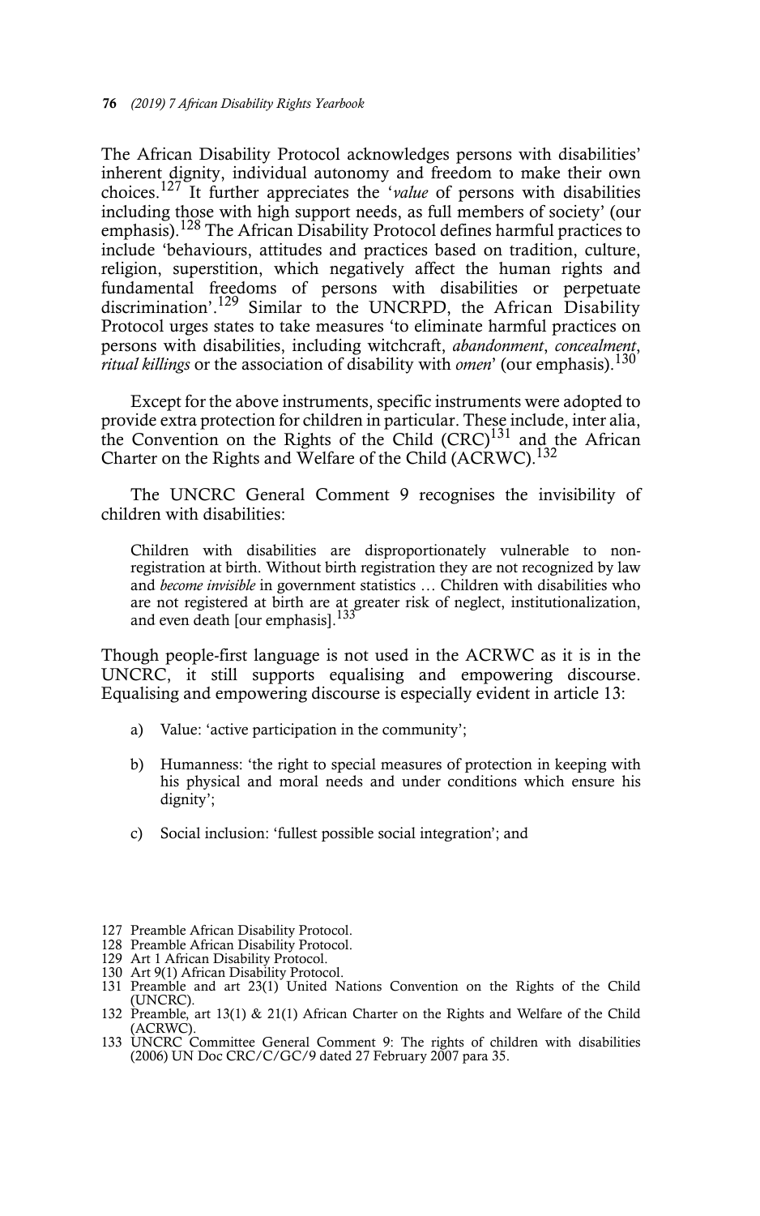The African Disability Protocol acknowledges persons with disabilities' inherent dignity, individual autonomy and freedom to make their own choices.[127] It further appreciates the '*value* of persons with disabilities including those with high support needs, as full members of society' (our emphasis).[128] The African Disability Protocol defines harmful practices to include 'behaviours, attitudes and practices based on tradition, culture, religion, superstition, which negatively affect the human rights and fundamental freedoms of persons with disabilities or perpetuate discrimination'.[129] Similar to the UNCRPD, the African Disability Protocol urges states to take measures 'to eliminate harmful practices on persons with disabilities, including witchcraft, *abandonment*, *concealment*, *ritual killings* or the association of disability with *omen*' (our emphasis).[130]

Except for the above instruments, specific instruments were adopted to provide extra protection for children in particular. These include, inter alia, the Convention on the Rights of the Child (CRC)[131] and the African Charter on the Rights and Welfare of the Child (ACRWC).[132]

The UNCRC General Comment 9 recognises the invisibility of children with disabilities:

> Children with disabilities are disproportionately vulnerable to non-registration at birth. Without birth registration they are not recognized by law and *become invisible* in government statistics … Children with disabilities who are not registered at birth are at greater risk of neglect, institutionalization, and even death [our emphasis].[133]

Though people-first language is not used in the ACRWC as it is in the UNCRC, it still supports equalising and empowering discourse. Equalising and empowering discourse is especially evident in article 13:

a) Value: 'active participation in the community';

b) Humanness: 'the right to special measures of protection in keeping with his physical and moral needs and under conditions which ensure his dignity';

c) Social inclusion: 'fullest possible social integration'; and

---

127 Preamble African Disability Protocol.
128 Preamble African Disability Protocol.
129 Art 1 African Disability Protocol.
130 Art 9(1) African Disability Protocol.
131 Preamble and art 23(1) United Nations Convention on the Rights of the Child (UNCRC).
132 Preamble, art 13(1) & 21(1) African Charter on the Rights and Welfare of the Child (ACRWC).
133 UNCRC Committee General Comment 9: The rights of children with disabilities (2006) UN Doc CRC/C/GC/9 dated 27 February 2007 para 35.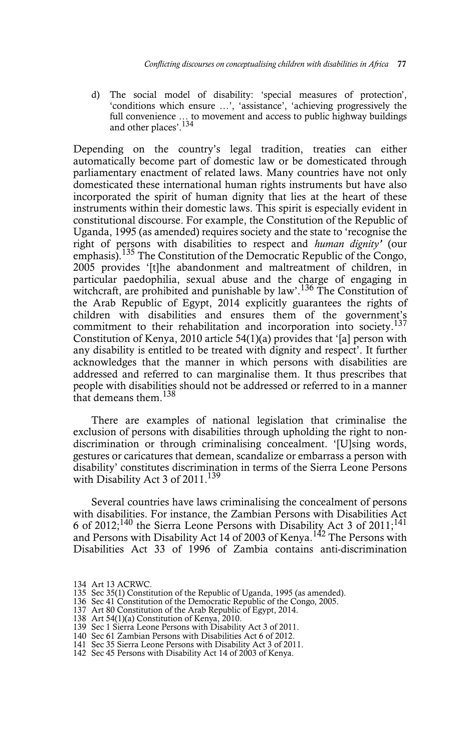d) The social model of disability: 'special measures of protection', 'conditions which ensure …', 'assistance', 'achieving progressively the full convenience … to movement and access to public highway buildings and other places'.[134]

Depending on the country's legal tradition, treaties can either automatically become part of domestic law or be domesticated through parliamentary enactment of related laws. Many countries have not only domesticated these international human rights instruments but have also incorporated the spirit of human dignity that lies at the heart of these instruments within their domestic laws. This spirit is especially evident in constitutional discourse. For example, the Constitution of the Republic of Uganda, 1995 (as amended) requires society and the state to 'recognise the right of persons with disabilities to respect and *human dignity'* (our emphasis).[135] The Constitution of the Democratic Republic of the Congo, 2005 provides '[t]he abandonment and maltreatment of children, in particular paedophilia, sexual abuse and the charge of engaging in witchcraft, are prohibited and punishable by law'.[136] The Constitution of the Arab Republic of Egypt, 2014 explicitly guarantees the rights of children with disabilities and ensures them of the government's commitment to their rehabilitation and incorporation into society.[137] Constitution of Kenya, 2010 article 54(1)(a) provides that '[a] person with any disability is entitled to be treated with dignity and respect'. It further acknowledges that the manner in which persons with disabilities are addressed and referred to can marginalise them. It thus prescribes that people with disabilities should not be addressed or referred to in a manner that demeans them.[138]

There are examples of national legislation that criminalise the exclusion of persons with disabilities through upholding the right to non-discrimination or through criminalising concealment. '[U]sing words, gestures or caricatures that demean, scandalize or embarrass a person with disability' constitutes discrimination in terms of the Sierra Leone Persons with Disability Act 3 of 2011.[139]

Several countries have laws criminalising the concealment of persons with disabilities. For instance, the Zambian Persons with Disabilities Act 6 of 2012;[140] the Sierra Leone Persons with Disability Act 3 of 2011;[141] and Persons with Disability Act 14 of 2003 of Kenya.[142] The Persons with Disabilities Act 33 of 1996 of Zambia contains anti-discrimination

134 Art 13 ACRWC.
135 Sec 35(1) Constitution of the Republic of Uganda, 1995 (as amended).
136 Sec 41 Constitution of the Democratic Republic of the Congo, 2005.
137 Art 80 Constitution of the Arab Republic of Egypt, 2014.
138 Art 54(1)(a) Constitution of Kenya, 2010.
139 Sec 1 Sierra Leone Persons with Disability Act 3 of 2011.
140 Sec 61 Zambian Persons with Disabilities Act 6 of 2012.
141 Sec 35 Sierra Leone Persons with Disability Act 3 of 2011.
142 Sec 45 Persons with Disability Act 14 of 2003 of Kenya.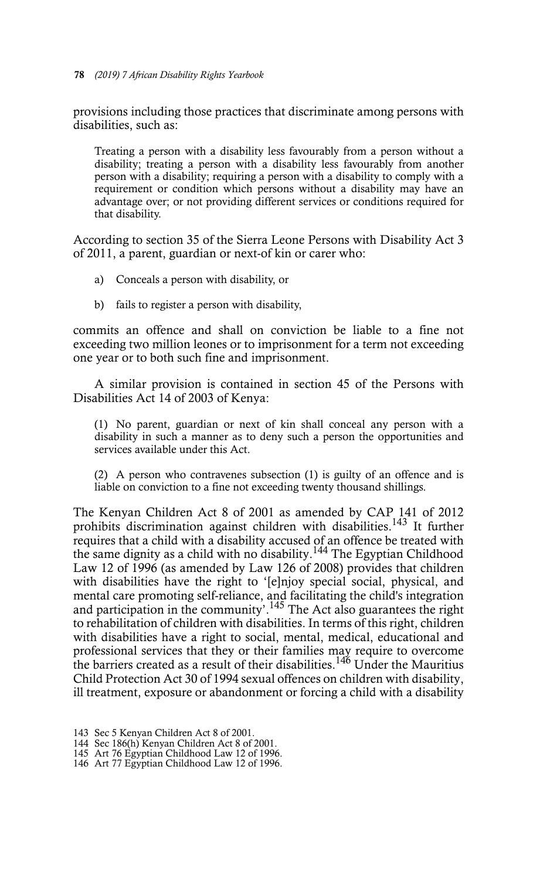provisions including those practices that discriminate among persons with disabilities, such as:

> Treating a person with a disability less favourably from a person without a disability; treating a person with a disability less favourably from another person with a disability; requiring a person with a disability to comply with a requirement or condition which persons without a disability may have an advantage over; or not providing different services or conditions required for that disability.

According to section 35 of the Sierra Leone Persons with Disability Act 3 of 2011, a parent, guardian or next-of kin or carer who:

> a) Conceals a person with disability, or
>
> b) fails to register a person with disability,

commits an offence and shall on conviction be liable to a fine not exceeding two million leones or to imprisonment for a term not exceeding one year or to both such fine and imprisonment.

A similar provision is contained in section 45 of the Persons with Disabilities Act 14 of 2003 of Kenya:

> (1) No parent, guardian or next of kin shall conceal any person with a disability in such a manner as to deny such a person the opportunities and services available under this Act.
>
> (2) A person who contravenes subsection (1) is guilty of an offence and is liable on conviction to a fine not exceeding twenty thousand shillings.

The Kenyan Children Act 8 of 2001 as amended by CAP 141 of 2012 prohibits discrimination against children with disabilities.[143] It further requires that a child with a disability accused of an offence be treated with the same dignity as a child with no disability.[144] The Egyptian Childhood Law 12 of 1996 (as amended by Law 126 of 2008) provides that children with disabilities have the right to '[e]njoy special social, physical, and mental care promoting self-reliance, and facilitating the child's integration and participation in the community'.[145] The Act also guarantees the right to rehabilitation of children with disabilities. In terms of this right, children with disabilities have a right to social, mental, medical, educational and professional services that they or their families may require to overcome the barriers created as a result of their disabilities.[146] Under the Mauritius Child Protection Act 30 of 1994 sexual offences on children with disability, ill treatment, exposure or abandonment or forcing a child with a disability

143 Sec 5 Kenyan Children Act 8 of 2001.

144 Sec 186(h) Kenyan Children Act 8 of 2001.

145 Art 76 Egyptian Childhood Law 12 of 1996.

146 Art 77 Egyptian Childhood Law 12 of 1996.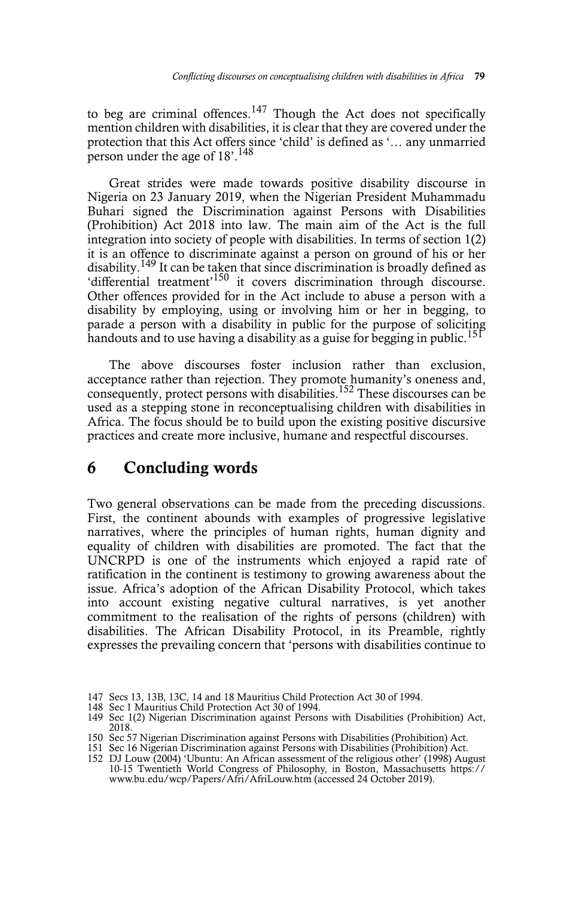to beg are criminal offences.[147] Though the Act does not specifically mention children with disabilities, it is clear that they are covered under the protection that this Act offers since 'child' is defined as '… any unmarried person under the age of 18'.[148]

Great strides were made towards positive disability discourse in Nigeria on 23 January 2019, when the Nigerian President Muhammadu Buhari signed the Discrimination against Persons with Disabilities (Prohibition) Act 2018 into law. The main aim of the Act is the full integration into society of people with disabilities. In terms of section 1(2) it is an offence to discriminate against a person on ground of his or her disability.[149] It can be taken that since discrimination is broadly defined as 'differential treatment'[150] it covers discrimination through discourse. Other offences provided for in the Act include to abuse a person with a disability by employing, using or involving him or her in begging, to parade a person with a disability in public for the purpose of soliciting handouts and to use having a disability as a guise for begging in public.[151]

The above discourses foster inclusion rather than exclusion, acceptance rather than rejection. They promote humanity's oneness and, consequently, protect persons with disabilities.[152] These discourses can be used as a stepping stone in reconceptualising children with disabilities in Africa. The focus should be to build upon the existing positive discursive practices and create more inclusive, humane and respectful discourses.

## 6 Concluding words

Two general observations can be made from the preceding discussions. First, the continent abounds with examples of progressive legislative narratives, where the principles of human rights, human dignity and equality of children with disabilities are promoted. The fact that the UNCRPD is one of the instruments which enjoyed a rapid rate of ratification in the continent is testimony to growing awareness about the issue. Africa's adoption of the African Disability Protocol, which takes into account existing negative cultural narratives, is yet another commitment to the realisation of the rights of persons (children) with disabilities. The African Disability Protocol, in its Preamble, rightly expresses the prevailing concern that 'persons with disabilities continue to

147 Secs 13, 13B, 13C, 14 and 18 Mauritius Child Protection Act 30 of 1994.
148 Sec 1 Mauritius Child Protection Act 30 of 1994.
149 Sec 1(2) Nigerian Discrimination against Persons with Disabilities (Prohibition) Act, 2018.
150 Sec 57 Nigerian Discrimination against Persons with Disabilities (Prohibition) Act.
151 Sec 16 Nigerian Discrimination against Persons with Disabilities (Prohibition) Act.
152 DJ Louw (2004) 'Ubuntu: An African assessment of the religious other' (1998) August 10-15 Twentieth World Congress of Philosophy, in Boston, Massachusetts https://www.bu.edu/wcp/Papers/Afri/AfriLouw.htm (accessed 24 October 2019).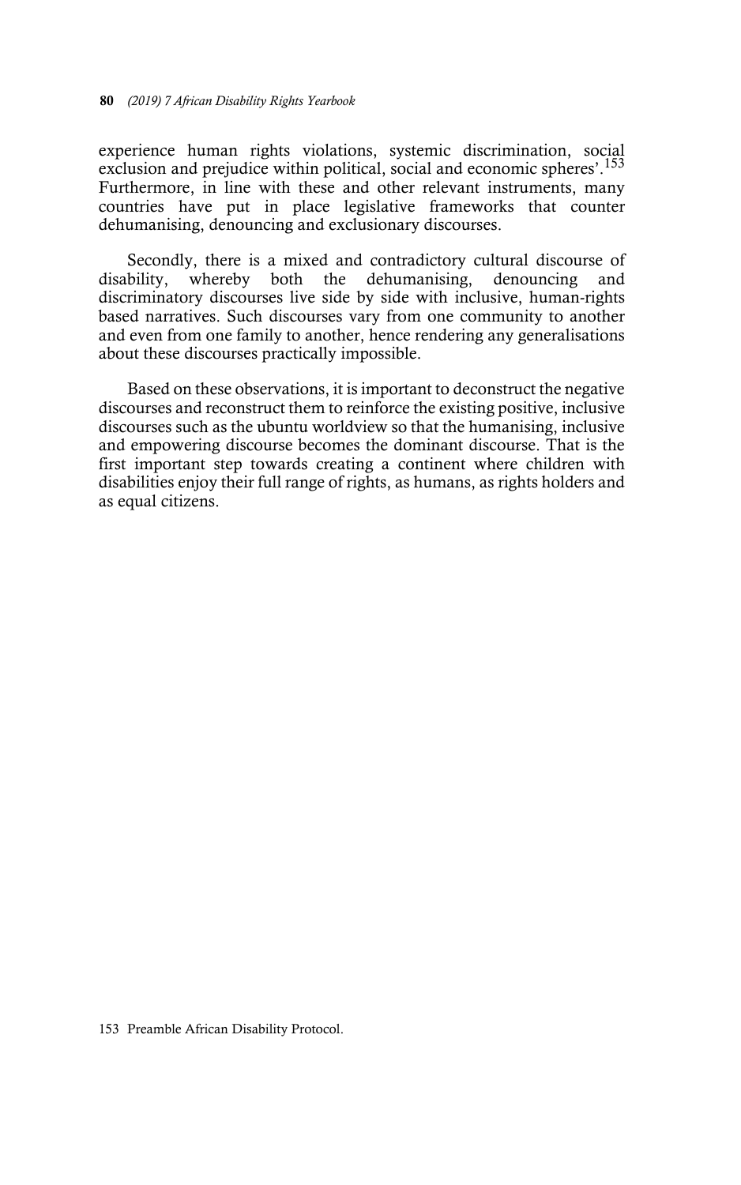experience human rights violations, systemic discrimination, social exclusion and prejudice within political, social and economic spheres'.[153] Furthermore, in line with these and other relevant instruments, many countries have put in place legislative frameworks that counter dehumanising, denouncing and exclusionary discourses.

Secondly, there is a mixed and contradictory cultural discourse of disability, whereby both the dehumanising, denouncing and discriminatory discourses live side by side with inclusive, human-rights based narratives. Such discourses vary from one community to another and even from one family to another, hence rendering any generalisations about these discourses practically impossible.

Based on these observations, it is important to deconstruct the negative discourses and reconstruct them to reinforce the existing positive, inclusive discourses such as the ubuntu worldview so that the humanising, inclusive and empowering discourse becomes the dominant discourse. That is the first important step towards creating a continent where children with disabilities enjoy their full range of rights, as humans, as rights holders and as equal citizens.

153 Preamble African Disability Protocol.